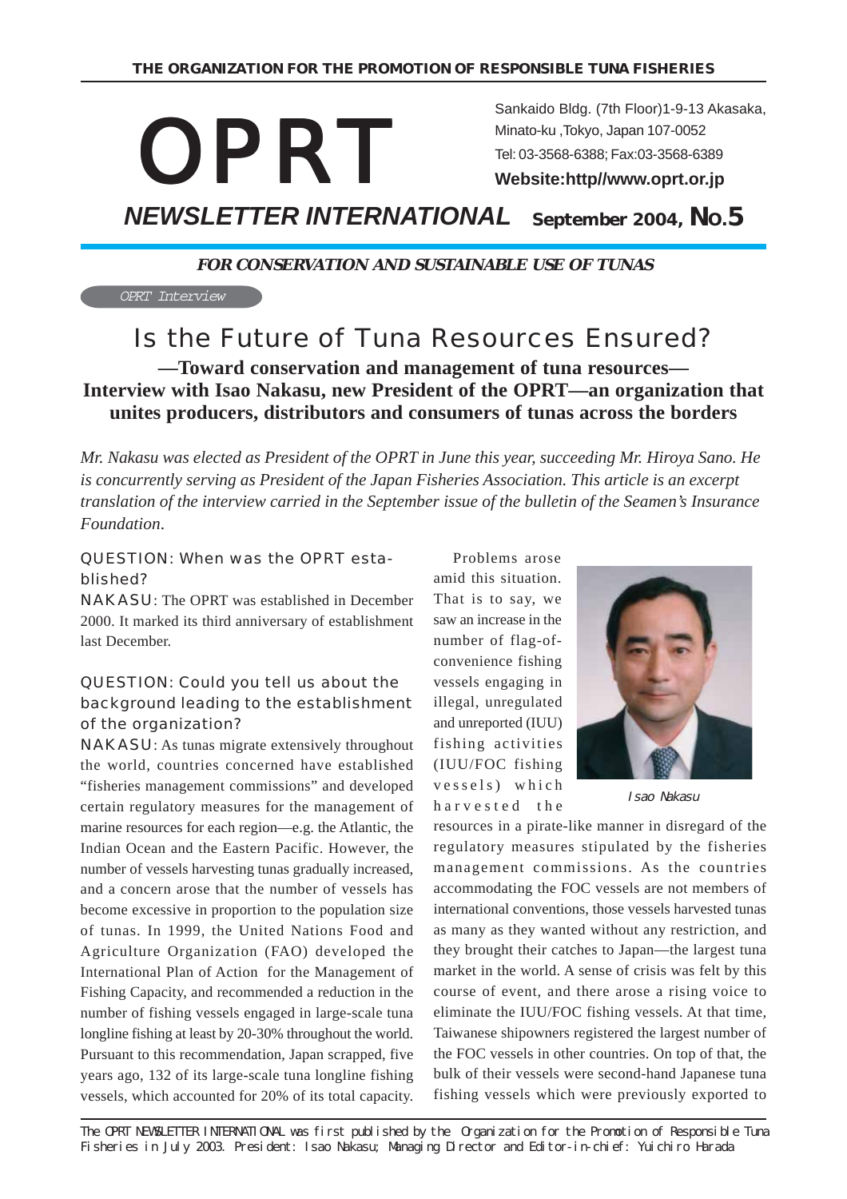THE ORGANIZATION FOR THE PROMOTION OF RESPONSIBLE TUNA FISHERIES

# OPRT

Sankaido Bldg. (7th Floor)1-9-13 Akasaka, Minato-ku ,Tokyo, Japan 107-0052
Tel: 03-3568-6388; Fax:03-3568-6389
**Website:http//www.oprt.or.jp**

## *NEWSLETTER INTERNATIONAL* **September 2004, No.5**

***FOR CONSERVATION AND SUSTAINABLE USE OF TUNAS***

*OPRT Interview*

# Is the Future of Tuna Resources Ensured?

### —Toward conservation and management of tuna resources—
### Interview with Isao Nakasu, new President of the OPRT—an organization that unites producers, distributors and consumers of tunas across the borders

*Mr. Nakasu was elected as President of the OPRT in June this year, succeeding Mr. Hiroya Sano. He is concurrently serving as President of the Japan Fisheries Association. This article is an excerpt translation of the interview carried in the September issue of the bulletin of the Seamen's Insurance Foundation.*

QUESTION: When was the OPRT established?

NAKASU: The OPRT was established in December 2000. It marked its third anniversary of establishment last December.

QUESTION: Could you tell us about the background leading to the establishment of the organization?

NAKASU: As tunas migrate extensively throughout the world, countries concerned have established "fisheries management commissions" and developed certain regulatory measures for the management of marine resources for each region—e.g. the Atlantic, the Indian Ocean and the Eastern Pacific. However, the number of vessels harvesting tunas gradually increased, and a concern arose that the number of vessels has become excessive in proportion to the population size of tunas. In 1999, the United Nations Food and Agriculture Organization (FAO) developed the International Plan of Action for the Management of Fishing Capacity, and recommended a reduction in the number of fishing vessels engaged in large-scale tuna longline fishing at least by 20-30% throughout the world. Pursuant to this recommendation, Japan scrapped, five years ago, 132 of its large-scale tuna longline fishing vessels, which accounted for 20% of its total capacity.

Problems arose amid this situation. That is to say, we saw an increase in the number of flag-of-convenience fishing vessels engaging in illegal, unregulated and unreported (IUU) fishing activities (IUU/FOC fishing vessels) which harvested the resources in a pirate-like manner in disregard of the regulatory measures stipulated by the fisheries management commissions. As the countries accommodating the FOC vessels are not members of international conventions, those vessels harvested tunas as many as they wanted without any restriction, and they brought their catches to Japan—the largest tuna market in the world. A sense of crisis was felt by this course of event, and there arose a rising voice to eliminate the IUU/FOC fishing vessels. At that time, Taiwanese shipowners registered the largest number of the FOC vessels in other countries. On top of that, the bulk of their vessels were second-hand Japanese tuna fishing vessels which were previously exported to

*Isao Nakasu*

The OPRT NEWSLETTER INTERNATIONAL was first published by the Organization for the Promotion of Responsible Tuna Fisheries in July 2003. President: Isao Nakasu; Managing Director and Editor-in-chief: Yuichiro Harada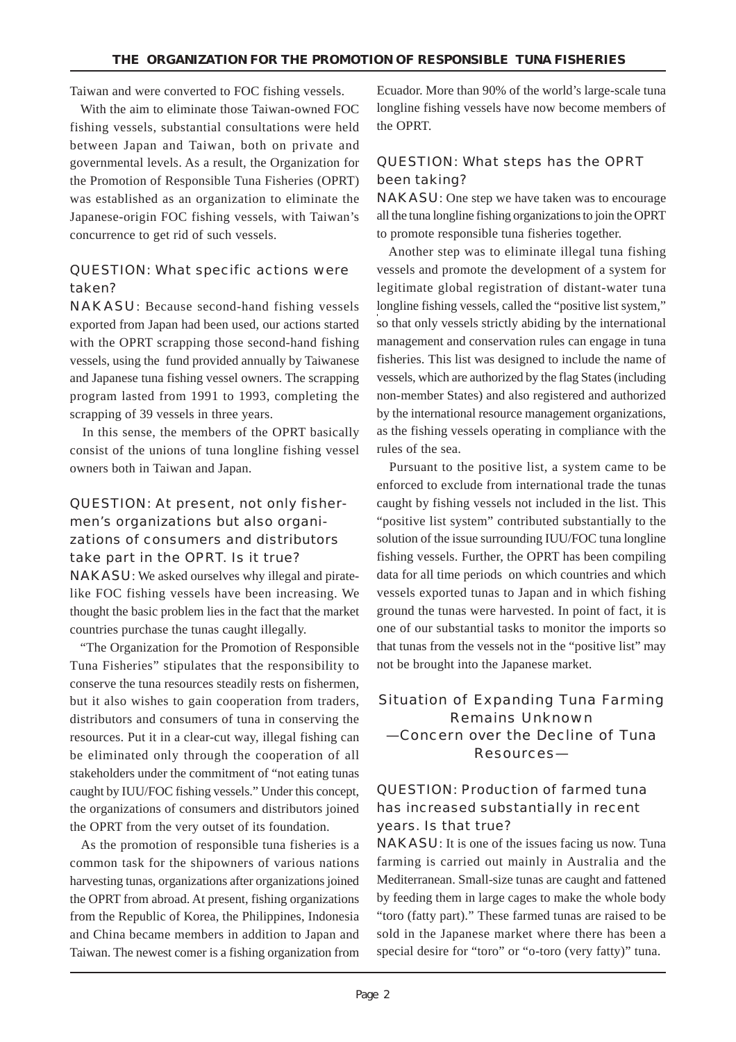Taiwan and were converted to FOC fishing vessels.

With the aim to eliminate those Taiwan-owned FOC fishing vessels, substantial consultations were held between Japan and Taiwan, both on private and governmental levels. As a result, the Organization for the Promotion of Responsible Tuna Fisheries (OPRT) was established as an organization to eliminate the Japanese-origin FOC fishing vessels, with Taiwan's concurrence to get rid of such vessels.

### QUESTION: What specific actions were taken?

NAKASU: Because second-hand fishing vessels exported from Japan had been used, our actions started with the OPRT scrapping those second-hand fishing vessels, using the fund provided annually by Taiwanese and Japanese tuna fishing vessel owners. The scrapping program lasted from 1991 to 1993, completing the scrapping of 39 vessels in three years.

In this sense, the members of the OPRT basically consist of the unions of tuna longline fishing vessel owners both in Taiwan and Japan.

### QUESTION: At present, not only fishermen's organizations but also organizations of consumers and distributors take part in the OPRT. Is it true?

NAKASU: We asked ourselves why illegal and pirate-like FOC fishing vessels have been increasing. We thought the basic problem lies in the fact that the market countries purchase the tunas caught illegally.

"The Organization for the Promotion of Responsible Tuna Fisheries" stipulates that the responsibility to conserve the tuna resources steadily rests on fishermen, but it also wishes to gain cooperation from traders, distributors and consumers of tuna in conserving the resources. Put it in a clear-cut way, illegal fishing can be eliminated only through the cooperation of all stakeholders under the commitment of "not eating tunas caught by IUU/FOC fishing vessels." Under this concept, the organizations of consumers and distributors joined the OPRT from the very outset of its foundation.

As the promotion of responsible tuna fisheries is a common task for the shipowners of various nations harvesting tunas, organizations after organizations joined the OPRT from abroad. At present, fishing organizations from the Republic of Korea, the Philippines, Indonesia and China became members in addition to Japan and Taiwan. The newest comer is a fishing organization from Ecuador. More than 90% of the world's large-scale tuna longline fishing vessels have now become members of the OPRT.

### QUESTION: What steps has the OPRT been taking?

NAKASU: One step we have taken was to encourage all the tuna longline fishing organizations to join the OPRT to promote responsible tuna fisheries together.

Another step was to eliminate illegal tuna fishing vessels and promote the development of a system for legitimate global registration of distant-water tuna longline fishing vessels, called the "positive list system," so that only vessels strictly abiding by the international management and conservation rules can engage in tuna fisheries. This list was designed to include the name of vessels, which are authorized by the flag States (including non-member States) and also registered and authorized by the international resource management organizations, as the fishing vessels operating in compliance with the rules of the sea.

Pursuant to the positive list, a system came to be enforced to exclude from international trade the tunas caught by fishing vessels not included in the list. This "positive list system" contributed substantially to the solution of the issue surrounding IUU/FOC tuna longline fishing vessels. Further, the OPRT has been compiling data for all time periods on which countries and which vessels exported tunas to Japan and in which fishing ground the tunas were harvested. In point of fact, it is one of our substantial tasks to monitor the imports so that tunas from the vessels not in the "positive list" may not be brought into the Japanese market.

## Situation of Expanding Tuna Farming Remains Unknown —Concern over the Decline of Tuna Resources—

### QUESTION: Production of farmed tuna has increased substantially in recent years. Is that true?

NAKASU: It is one of the issues facing us now. Tuna farming is carried out mainly in Australia and the Mediterranean. Small-size tunas are caught and fattened by feeding them in large cages to make the whole body "toro (fatty part)." These farmed tunas are raised to be sold in the Japanese market where there has been a special desire for "toro" or "o-toro (very fatty)" tuna.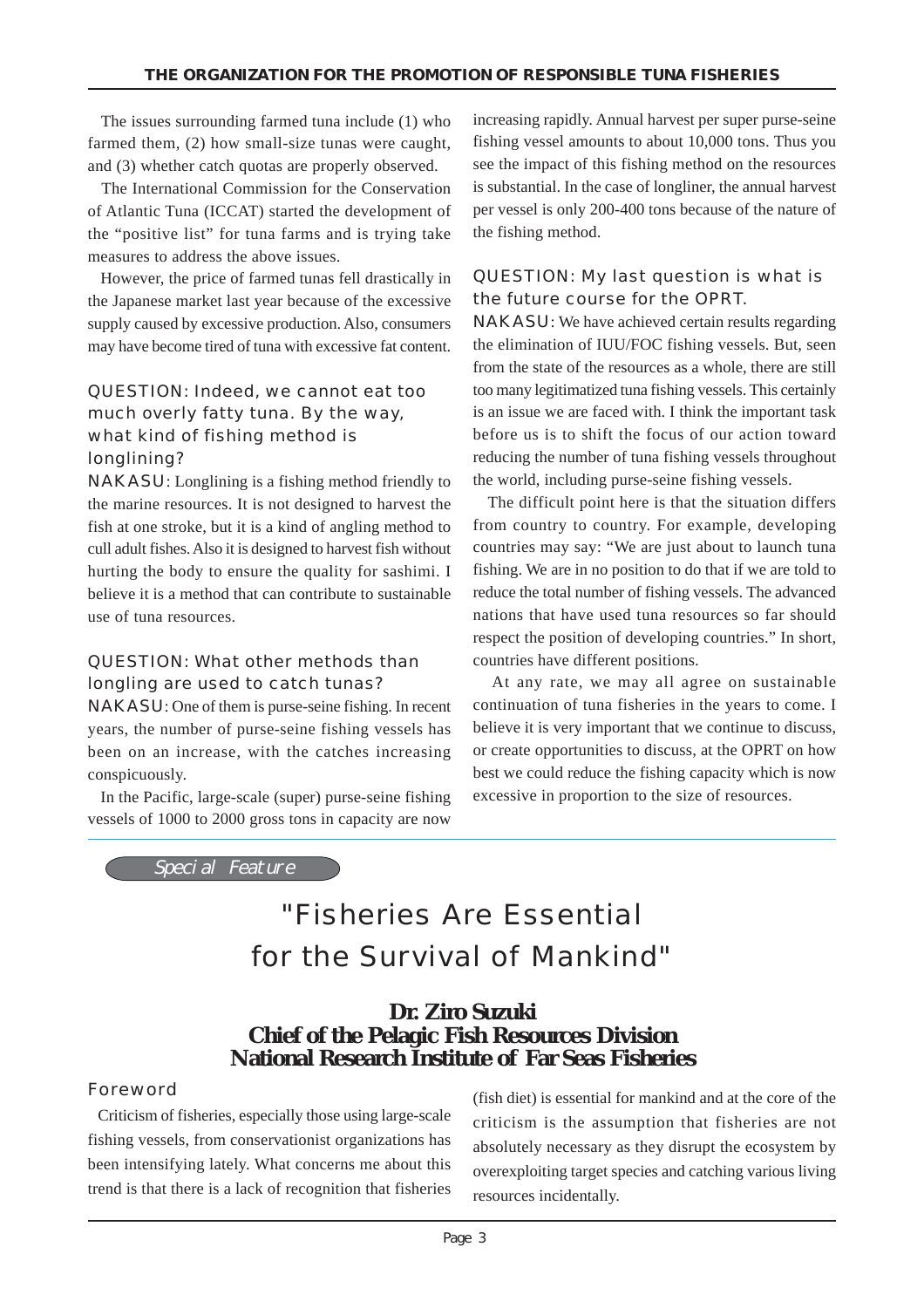The issues surrounding farmed tuna include (1) who farmed them, (2) how small-size tunas were caught, and (3) whether catch quotas are properly observed.

The International Commission for the Conservation of Atlantic Tuna (ICCAT) started the development of the "positive list" for tuna farms and is trying take measures to address the above issues.

However, the price of farmed tunas fell drastically in the Japanese market last year because of the excessive supply caused by excessive production. Also, consumers may have become tired of tuna with excessive fat content.

### QUESTION: Indeed, we cannot eat too much overly fatty tuna. By the way, what kind of fishing method is longlining?

NAKASU: Longlining is a fishing method friendly to the marine resources. It is not designed to harvest the fish at one stroke, but it is a kind of angling method to cull adult fishes. Also it is designed to harvest fish without hurting the body to ensure the quality for sashimi. I believe it is a method that can contribute to sustainable use of tuna resources.

### QUESTION: What other methods than longling are used to catch tunas?

NAKASU: One of them is purse-seine fishing. In recent years, the number of purse-seine fishing vessels has been on an increase, with the catches increasing conspicuously.

In the Pacific, large-scale (super) purse-seine fishing vessels of 1000 to 2000 gross tons in capacity are now increasing rapidly. Annual harvest per super purse-seine fishing vessel amounts to about 10,000 tons. Thus you see the impact of this fishing method on the resources is substantial. In the case of longliner, the annual harvest per vessel is only 200-400 tons because of the nature of the fishing method.

### QUESTION: My last question is what is the future course for the OPRT.

NAKASU: We have achieved certain results regarding the elimination of IUU/FOC fishing vessels. But, seen from the state of the resources as a whole, there are still too many legitimatized tuna fishing vessels. This certainly is an issue we are faced with. I think the important task before us is to shift the focus of our action toward reducing the number of tuna fishing vessels throughout the world, including purse-seine fishing vessels.

The difficult point here is that the situation differs from country to country. For example, developing countries may say: "We are just about to launch tuna fishing. We are in no position to do that if we are told to reduce the total number of fishing vessels. The advanced nations that have used tuna resources so far should respect the position of developing countries." In short, countries have different positions.

At any rate, we may all agree on sustainable continuation of tuna fisheries in the years to come. I believe it is very important that we continue to discuss, or create opportunities to discuss, at the OPRT on how best we could reduce the fishing capacity which is now excessive in proportion to the size of resources.

---

*Special Feature*

# "Fisheries Are Essential for the Survival of Mankind"

**Dr. Ziro Suzuki**
**Chief of the Pelagic Fish Resources Division**
**National Research Institute of Far Seas Fisheries**

### Foreword

Criticism of fisheries, especially those using large-scale fishing vessels, from conservationist organizations has been intensifying lately. What concerns me about this trend is that there is a lack of recognition that fisheries (fish diet) is essential for mankind and at the core of the criticism is the assumption that fisheries are not absolutely necessary as they disrupt the ecosystem by overexploiting target species and catching various living resources incidentally.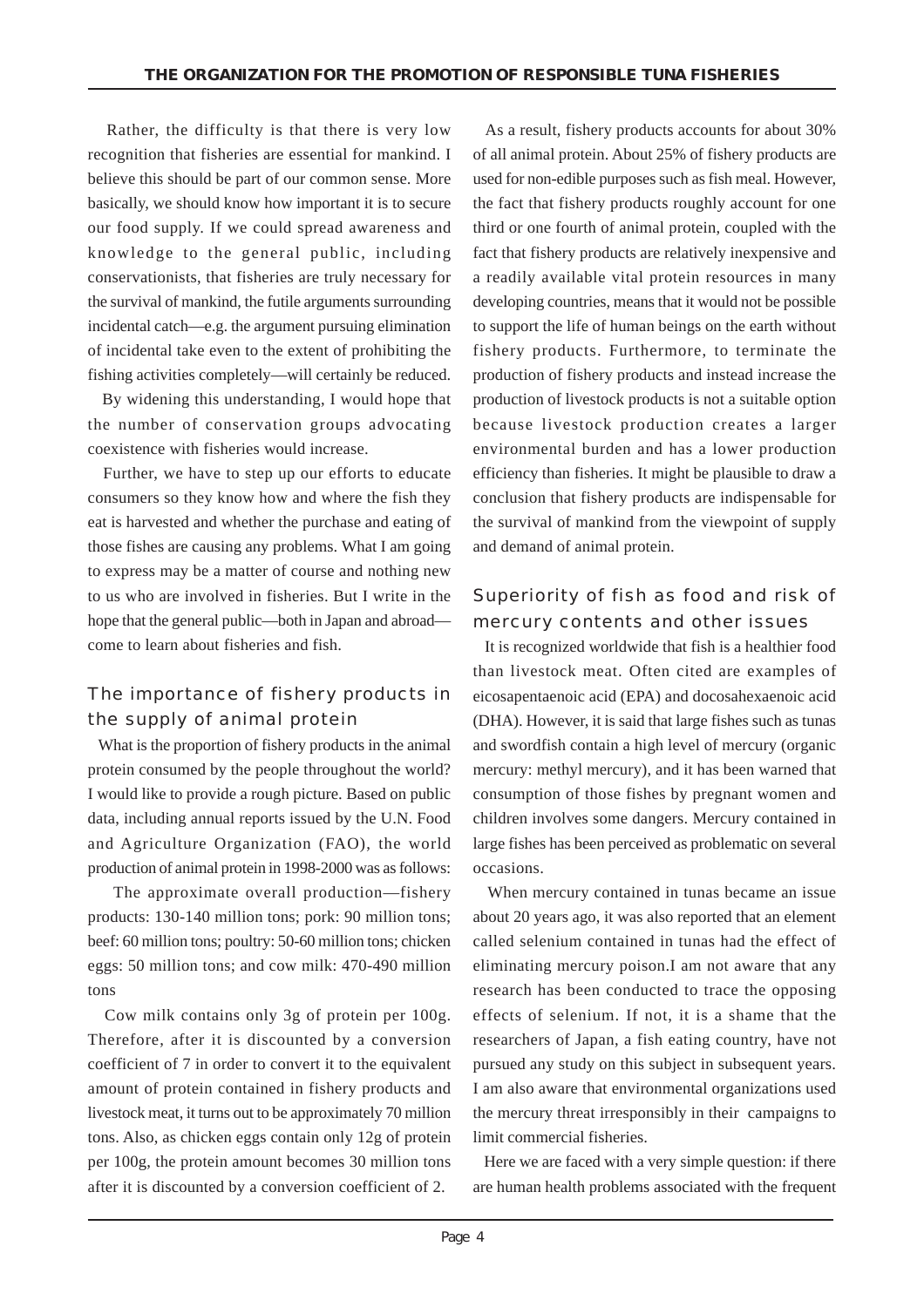Rather, the difficulty is that there is very low recognition that fisheries are essential for mankind. I believe this should be part of our common sense. More basically, we should know how important it is to secure our food supply. If we could spread awareness and knowledge to the general public, including conservationists, that fisheries are truly necessary for the survival of mankind, the futile arguments surrounding incidental catch—e.g. the argument pursuing elimination of incidental take even to the extent of prohibiting the fishing activities completely—will certainly be reduced.

By widening this understanding, I would hope that the number of conservation groups advocating coexistence with fisheries would increase.

Further, we have to step up our efforts to educate consumers so they know how and where the fish they eat is harvested and whether the purchase and eating of those fishes are causing any problems. What I am going to express may be a matter of course and nothing new to us who are involved in fisheries. But I write in the hope that the general public—both in Japan and abroad—come to learn about fisheries and fish.

## The importance of fishery products in the supply of animal protein

What is the proportion of fishery products in the animal protein consumed by the people throughout the world? I would like to provide a rough picture. Based on public data, including annual reports issued by the U.N. Food and Agriculture Organization (FAO), the world production of animal protein in 1998-2000 was as follows:

The approximate overall production—fishery products: 130-140 million tons; pork: 90 million tons; beef: 60 million tons; poultry: 50-60 million tons; chicken eggs: 50 million tons; and cow milk: 470-490 million tons

Cow milk contains only 3g of protein per 100g. Therefore, after it is discounted by a conversion coefficient of 7 in order to convert it to the equivalent amount of protein contained in fishery products and livestock meat, it turns out to be approximately 70 million tons. Also, as chicken eggs contain only 12g of protein per 100g, the protein amount becomes 30 million tons after it is discounted by a conversion coefficient of 2.

As a result, fishery products accounts for about 30% of all animal protein. About 25% of fishery products are used for non-edible purposes such as fish meal. However, the fact that fishery products roughly account for one third or one fourth of animal protein, coupled with the fact that fishery products are relatively inexpensive and a readily available vital protein resources in many developing countries, means that it would not be possible to support the life of human beings on the earth without fishery products. Furthermore, to terminate the production of fishery products and instead increase the production of livestock products is not a suitable option because livestock production creates a larger environmental burden and has a lower production efficiency than fisheries. It might be plausible to draw a conclusion that fishery products are indispensable for the survival of mankind from the viewpoint of supply and demand of animal protein.

## Superiority of fish as food and risk of mercury contents and other issues

It is recognized worldwide that fish is a healthier food than livestock meat. Often cited are examples of eicosapentaenoic acid (EPA) and docosahexaenoic acid (DHA). However, it is said that large fishes such as tunas and swordfish contain a high level of mercury (organic mercury: methyl mercury), and it has been warned that consumption of those fishes by pregnant women and children involves some dangers. Mercury contained in large fishes has been perceived as problematic on several occasions.

When mercury contained in tunas became an issue about 20 years ago, it was also reported that an element called selenium contained in tunas had the effect of eliminating mercury poison.I am not aware that any research has been conducted to trace the opposing effects of selenium. If not, it is a shame that the researchers of Japan, a fish eating country, have not pursued any study on this subject in subsequent years. I am also aware that environmental organizations used the mercury threat irresponsibly in their campaigns to limit commercial fisheries.

Here we are faced with a very simple question: if there are human health problems associated with the frequent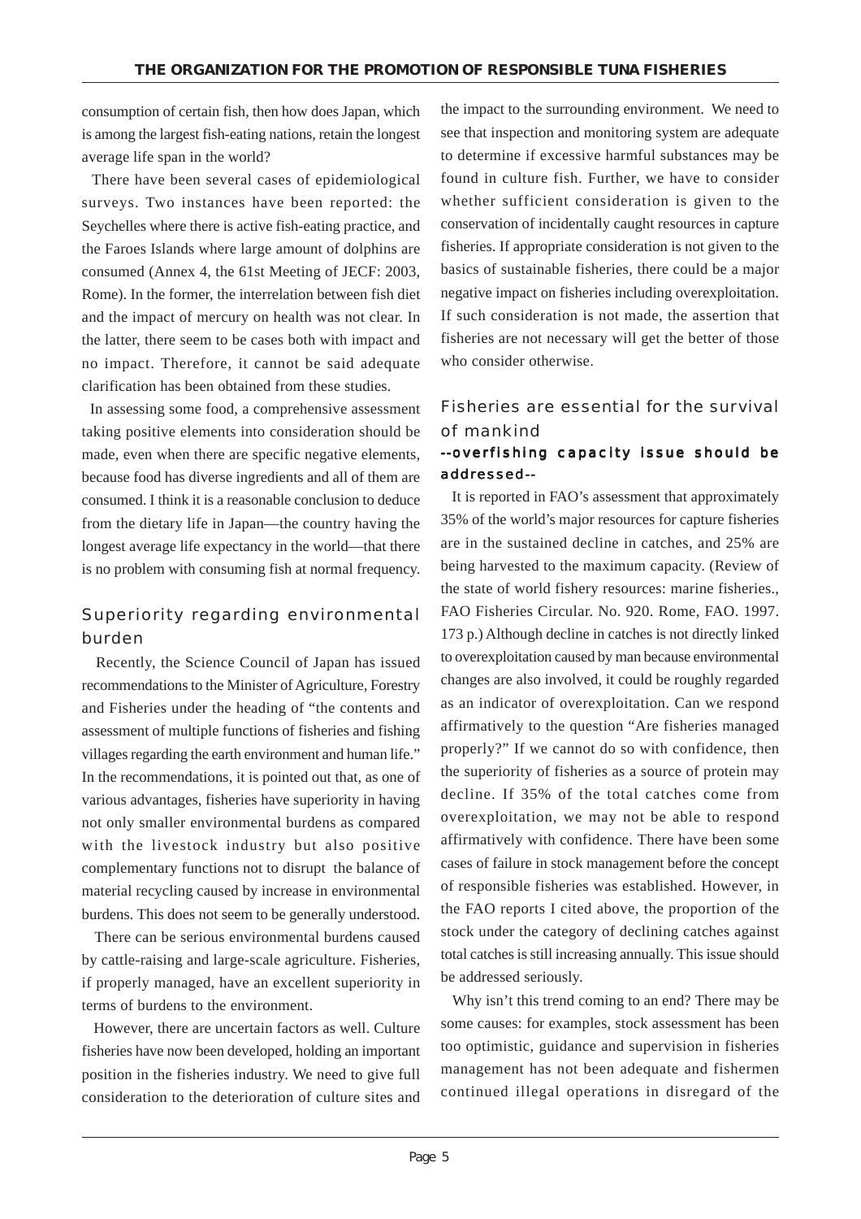consumption of certain fish, then how does Japan, which is among the largest fish-eating nations, retain the longest average life span in the world?

There have been several cases of epidemiological surveys. Two instances have been reported: the Seychelles where there is active fish-eating practice, and the Faroes Islands where large amount of dolphins are consumed (Annex 4, the 61st Meeting of JECF: 2003, Rome). In the former, the interrelation between fish diet and the impact of mercury on health was not clear. In the latter, there seem to be cases both with impact and no impact. Therefore, it cannot be said adequate clarification has been obtained from these studies.

In assessing some food, a comprehensive assessment taking positive elements into consideration should be made, even when there are specific negative elements, because food has diverse ingredients and all of them are consumed. I think it is a reasonable conclusion to deduce from the dietary life in Japan—the country having the longest average life expectancy in the world—that there is no problem with consuming fish at normal frequency.

## Superiority regarding environmental burden

Recently, the Science Council of Japan has issued recommendations to the Minister of Agriculture, Forestry and Fisheries under the heading of "the contents and assessment of multiple functions of fisheries and fishing villages regarding the earth environment and human life." In the recommendations, it is pointed out that, as one of various advantages, fisheries have superiority in having not only smaller environmental burdens as compared with the livestock industry but also positive complementary functions not to disrupt the balance of material recycling caused by increase in environmental burdens. This does not seem to be generally understood.

There can be serious environmental burdens caused by cattle-raising and large-scale agriculture. Fisheries, if properly managed, have an excellent superiority in terms of burdens to the environment.

However, there are uncertain factors as well. Culture fisheries have now been developed, holding an important position in the fisheries industry. We need to give full consideration to the deterioration of culture sites and the impact to the surrounding environment. We need to see that inspection and monitoring system are adequate to determine if excessive harmful substances may be found in culture fish. Further, we have to consider whether sufficient consideration is given to the conservation of incidentally caught resources in capture fisheries. If appropriate consideration is not given to the basics of sustainable fisheries, there could be a major negative impact on fisheries including overexploitation. If such consideration is not made, the assertion that fisheries are not necessary will get the better of those who consider otherwise.

## Fisheries are essential for the survival of mankind

### --overfishing capacity issue should be addressed--

It is reported in FAO's assessment that approximately 35% of the world's major resources for capture fisheries are in the sustained decline in catches, and 25% are being harvested to the maximum capacity. (Review of the state of world fishery resources: marine fisheries., FAO Fisheries Circular. No. 920. Rome, FAO. 1997. 173 p.) Although decline in catches is not directly linked to overexploitation caused by man because environmental changes are also involved, it could be roughly regarded as an indicator of overexploitation. Can we respond affirmatively to the question "Are fisheries managed properly?" If we cannot do so with confidence, then the superiority of fisheries as a source of protein may decline. If 35% of the total catches come from overexploitation, we may not be able to respond affirmatively with confidence. There have been some cases of failure in stock management before the concept of responsible fisheries was established. However, in the FAO reports I cited above, the proportion of the stock under the category of declining catches against total catches is still increasing annually. This issue should be addressed seriously.

Why isn't this trend coming to an end? There may be some causes: for examples, stock assessment has been too optimistic, guidance and supervision in fisheries management has not been adequate and fishermen continued illegal operations in disregard of the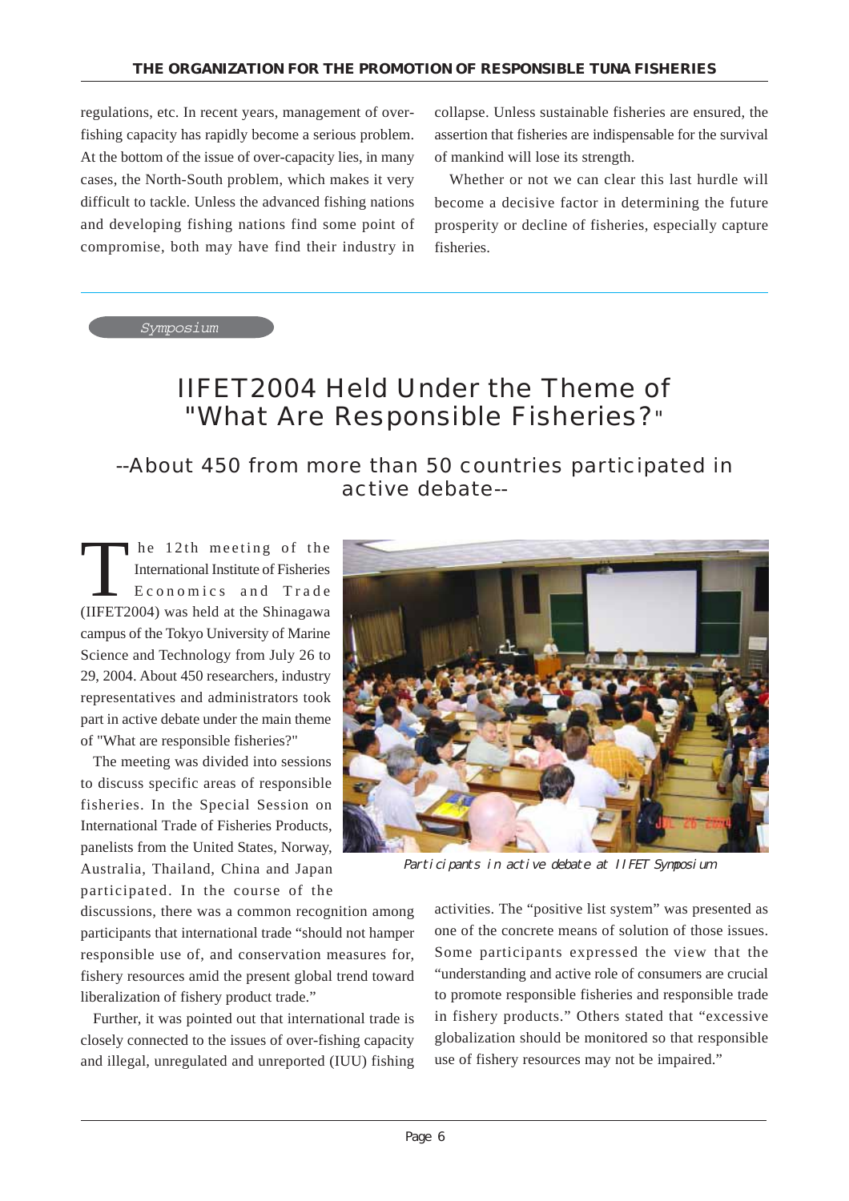regulations, etc. In recent years, management of over-fishing capacity has rapidly become a serious problem. At the bottom of the issue of over-capacity lies, in many cases, the North-South problem, which makes it very difficult to tackle. Unless the advanced fishing nations and developing fishing nations find some point of compromise, both may have find their industry in collapse. Unless sustainable fisheries are ensured, the assertion that fisheries are indispensable for the survival of mankind will lose its strength.

Whether or not we can clear this last hurdle will become a decisive factor in determining the future prosperity or decline of fisheries, especially capture fisheries.

*Symposium*

# IIFET2004 Held Under the Theme of "What Are Responsible Fisheries?"

## --About 450 from more than 50 countries participated in active debate--

The 12th meeting of the International Institute of Fisheries Economics and Trade (IIFET2004) was held at the Shinagawa campus of the Tokyo University of Marine Science and Technology from July 26 to 29, 2004. About 450 researchers, industry representatives and administrators took part in active debate under the main theme of "What are responsible fisheries?"

The meeting was divided into sessions to discuss specific areas of responsible fisheries. In the Special Session on International Trade of Fisheries Products, panelists from the United States, Norway, Australia, Thailand, China and Japan participated. In the course of the discussions, there was a common recognition among participants that international trade "should not hamper responsible use of, and conservation measures for, fishery resources amid the present global trend toward liberalization of fishery product trade."

Participants in active debate at IIFET Symposium

Further, it was pointed out that international trade is closely connected to the issues of over-fishing capacity and illegal, unregulated and unreported (IUU) fishing activities. The "positive list system" was presented as one of the concrete means of solution of those issues. Some participants expressed the view that the "understanding and active role of consumers are crucial to promote responsible fisheries and responsible trade in fishery products." Others stated that "excessive globalization should be monitored so that responsible use of fishery resources may not be impaired."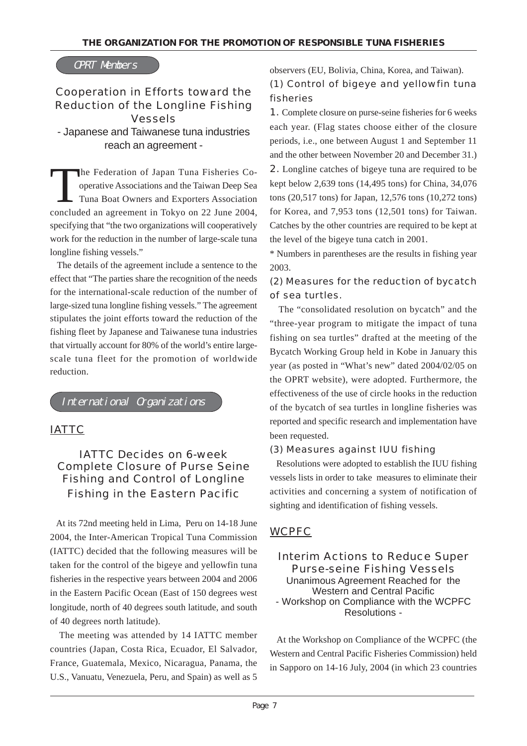## OPRT Members

### Cooperation in Efforts toward the Reduction of the Longline Fishing Vessels

**- Japanese and Taiwanese tuna industries reach an agreement -**

The Federation of Japan Tuna Fisheries Co-operative Associations and the Taiwan Deep Sea Tuna Boat Owners and Exporters Association concluded an agreement in Tokyo on 22 June 2004, specifying that "the two organizations will cooperatively work for the reduction in the number of large-scale tuna longline fishing vessels."

The details of the agreement include a sentence to the effect that "The parties share the recognition of the needs for the international-scale reduction of the number of large-sized tuna longline fishing vessels." The agreement stipulates the joint efforts toward the reduction of the fishing fleet by Japanese and Taiwanese tuna industries that virtually account for 80% of the world's entire large-scale tuna fleet for the promotion of worldwide reduction.

## International Organizations

### IATTC

### IATTC Decides on 6-week Complete Closure of Purse Seine Fishing and Control of Longline Fishing in the Eastern Pacific

At its 72nd meeting held in Lima, Peru on 14-18 June 2004, the Inter-American Tropical Tuna Commission (IATTC) decided that the following measures will be taken for the control of the bigeye and yellowfin tuna fisheries in the respective years between 2004 and 2006 in the Eastern Pacific Ocean (East of 150 degrees west longitude, north of 40 degrees south latitude, and south of 40 degrees north latitude).

The meeting was attended by 14 IATTC member countries (Japan, Costa Rica, Ecuador, El Salvador, France, Guatemala, Mexico, Nicaragua, Panama, the U.S., Vanuatu, Venezuela, Peru, and Spain) as well as 5 observers (EU, Bolivia, China, Korea, and Taiwan).

#### (1) Control of bigeye and yellowfin tuna fisheries

1. Complete closure on purse-seine fisheries for 6 weeks each year. (Flag states choose either of the closure periods, i.e., one between August 1 and September 11 and the other between November 20 and December 31.)

2. Longline catches of bigeye tuna are required to be kept below 2,639 tons (14,495 tons) for China, 34,076 tons (20,517 tons) for Japan, 12,576 tons (10,272 tons) for Korea, and 7,953 tons (12,501 tons) for Taiwan. Catches by the other countries are required to be kept at the level of the bigeye tuna catch in 2001.

* Numbers in parentheses are the results in fishing year 2003.

#### (2) Measures for the reduction of bycatch of sea turtles.

The "consolidated resolution on bycatch" and the "three-year program to mitigate the impact of tuna fishing on sea turtles" drafted at the meeting of the Bycatch Working Group held in Kobe in January this year (as posted in "What's new" dated 2004/02/05 on the OPRT website), were adopted. Furthermore, the effectiveness of the use of circle hooks in the reduction of the bycatch of sea turtles in longline fisheries was reported and specific research and implementation have been requested.

#### (3) Measures against IUU fishing

Resolutions were adopted to establish the IUU fishing vessels lists in order to take measures to eliminate their activities and concerning a system of notification of sighting and identification of fishing vessels.

### WCPFC

### Interim Actions to Reduce Super Purse-seine Fishing Vessels

**Unanimous Agreement Reached for the Western and Central Pacific**

**- Workshop on Compliance with the WCPFC Resolutions -**

At the Workshop on Compliance of the WCPFC (the Western and Central Pacific Fisheries Commission) held in Sapporo on 14-16 July, 2004 (in which 23 countries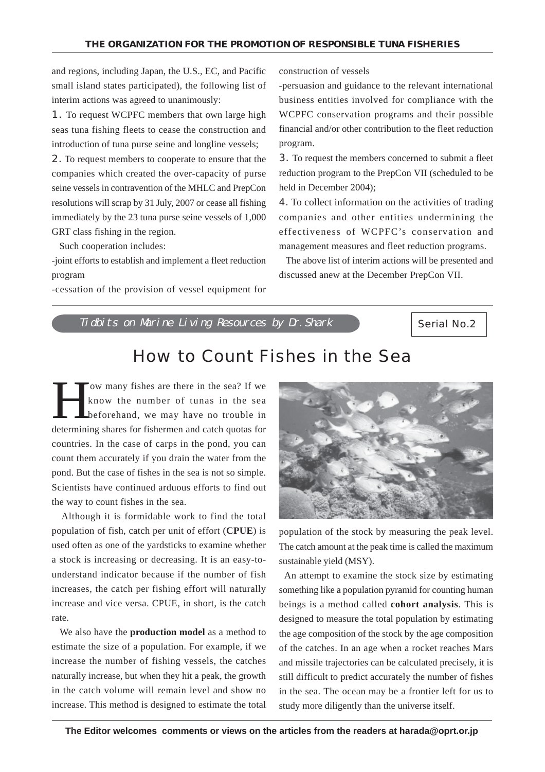and regions, including Japan, the U.S., EC, and Pacific small island states participated), the following list of interim actions was agreed to unanimously:

1. To request WCPFC members that own large high seas tuna fishing fleets to cease the construction and introduction of tuna purse seine and longline vessels;

2. To request members to cooperate to ensure that the companies which created the over-capacity of purse seine vessels in contravention of the MHLC and PrepCon resolutions will scrap by 31 July, 2007 or cease all fishing immediately by the 23 tuna purse seine vessels of 1,000 GRT class fishing in the region.

Such cooperation includes:

-joint efforts to establish and implement a fleet reduction program

-cessation of the provision of vessel equipment for construction of vessels

-persuasion and guidance to the relevant international business entities involved for compliance with the WCPFC conservation programs and their possible financial and/or other contribution to the fleet reduction program.

3. To request the members concerned to submit a fleet reduction program to the PrepCon VII (scheduled to be held in December 2004);

4. To collect information on the activities of trading companies and other entities undermining the effectiveness of WCPFC's conservation and management measures and fleet reduction programs.

The above list of interim actions will be presented and discussed anew at the December PrepCon VII.

*Tidbits on Marine Living Resources by Dr. Shark*

Serial No.2

# How to Count Fishes in the Sea

How many fishes are there in the sea? If we know the number of tunas in the sea beforehand, we may have no trouble in determining shares for fishermen and catch quotas for countries. In the case of carps in the pond, you can count them accurately if you drain the water from the pond. But the case of fishes in the sea is not so simple. Scientists have continued arduous efforts to find out the way to count fishes in the sea.

Although it is formidable work to find the total population of fish, catch per unit of effort (**CPUE**) is used often as one of the yardsticks to examine whether a stock is increasing or decreasing. It is an easy-to-understand indicator because if the number of fish increases, the catch per fishing effort will naturally increase and vice versa. CPUE, in short, is the catch rate.

We also have the **production model** as a method to estimate the size of a population. For example, if we increase the number of fishing vessels, the catches naturally increase, but when they hit a peak, the growth in the catch volume will remain level and show no increase. This method is designed to estimate the total population of the stock by measuring the peak level. The catch amount at the peak time is called the maximum sustainable yield (MSY).

An attempt to examine the stock size by estimating something like a population pyramid for counting human beings is a method called **cohort analysis**. This is designed to measure the total population by estimating the age composition of the stock by the age composition of the catches. In an age when a rocket reaches Mars and missile trajectories can be calculated precisely, it is still difficult to predict accurately the number of fishes in the sea. The ocean may be a frontier left for us to study more diligently than the universe itself.

**The Editor welcomes comments or views on the articles from the readers at harada@oprt.or.jp**